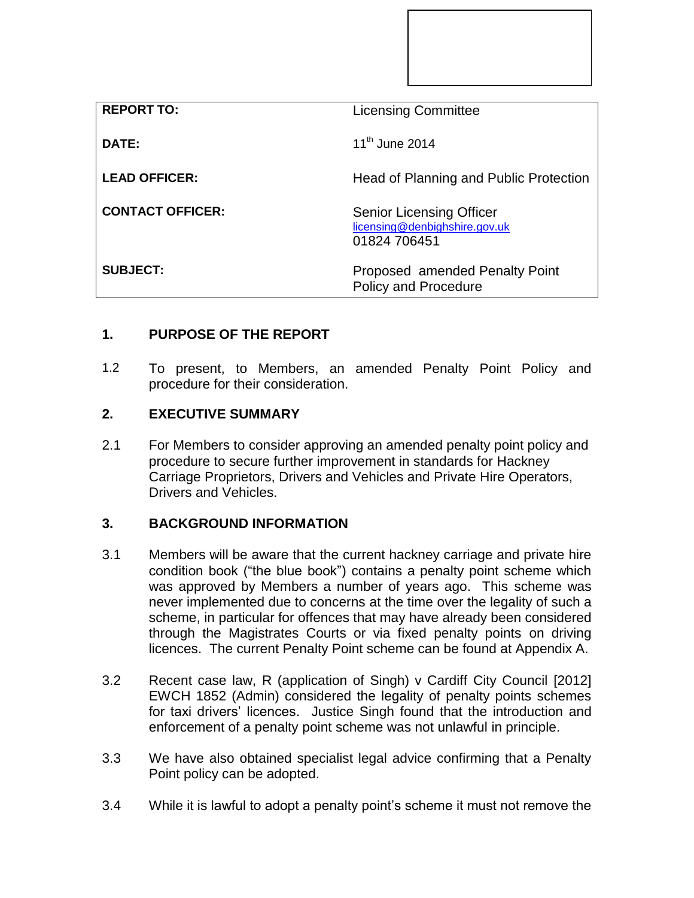| | |
|---|---|
| **REPORT TO:** | Licensing Committee |
| **DATE:** | 11th June 2014 |
| **LEAD OFFICER:** | Head of Planning and Public Protection |
| **CONTACT OFFICER:** | Senior Licensing Officer<br>licensing@denbighshire.gov.uk<br>01824 706451 |
| **SUBJECT:** | Proposed amended Penalty Point Policy and Procedure |

## 1. PURPOSE OF THE REPORT

1.2 To present, to Members, an amended Penalty Point Policy and procedure for their consideration.

## 2. EXECUTIVE SUMMARY

2.1 For Members to consider approving an amended penalty point policy and procedure to secure further improvement in standards for Hackney Carriage Proprietors, Drivers and Vehicles and Private Hire Operators, Drivers and Vehicles.

## 3. BACKGROUND INFORMATION

3.1 Members will be aware that the current hackney carriage and private hire condition book ("the blue book") contains a penalty point scheme which was approved by Members a number of years ago. This scheme was never implemented due to concerns at the time over the legality of such a scheme, in particular for offences that may have already been considered through the Magistrates Courts or via fixed penalty points on driving licences. The current Penalty Point scheme can be found at Appendix A.

3.2 Recent case law, R (application of Singh) v Cardiff City Council [2012] EWCH 1852 (Admin) considered the legality of penalty points schemes for taxi drivers' licences. Justice Singh found that the introduction and enforcement of a penalty point scheme was not unlawful in principle.

3.3 We have also obtained specialist legal advice confirming that a Penalty Point policy can be adopted.

3.4 While it is lawful to adopt a penalty point's scheme it must not remove the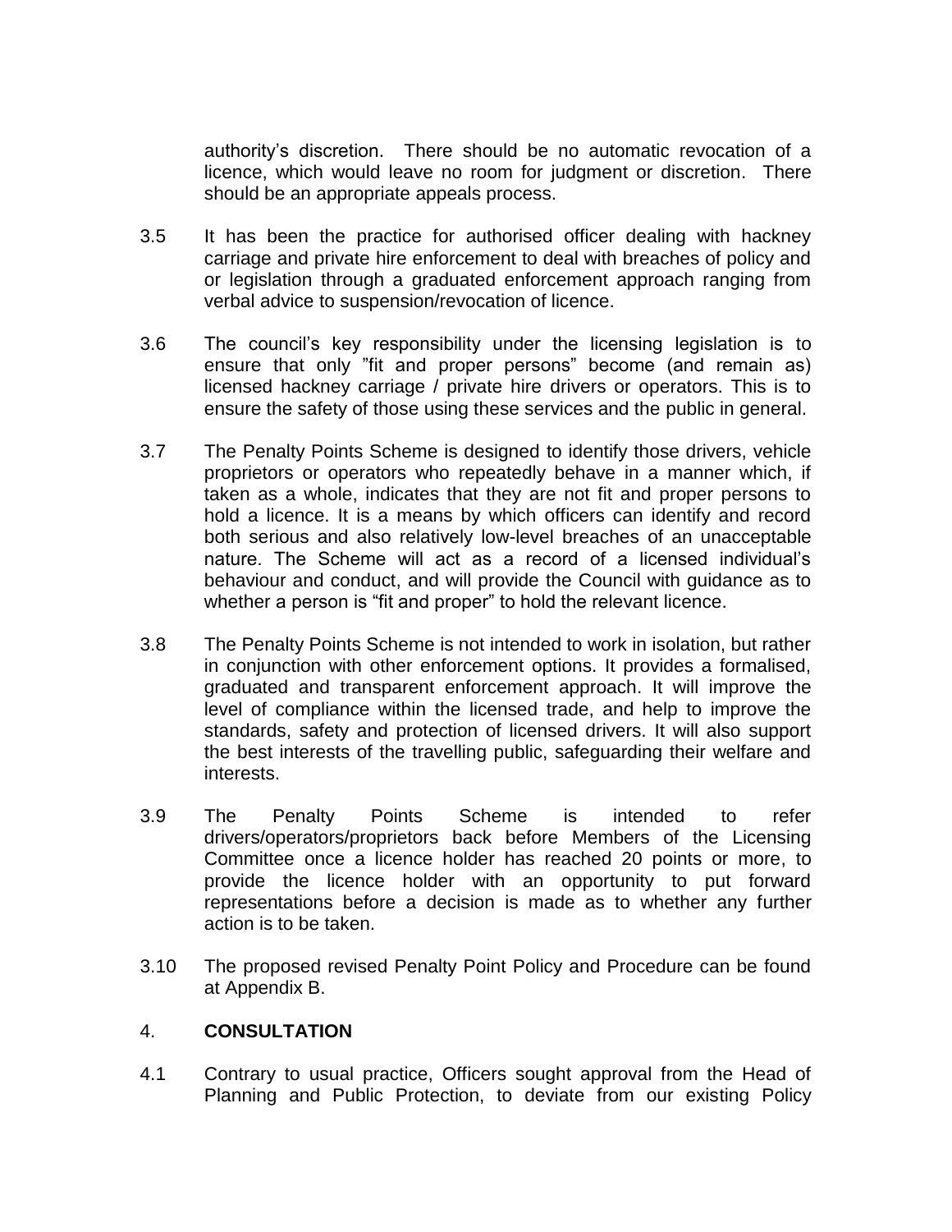authority's discretion. There should be no automatic revocation of a licence, which would leave no room for judgment or discretion. There should be an appropriate appeals process.

3.5 It has been the practice for authorised officer dealing with hackney carriage and private hire enforcement to deal with breaches of policy and or legislation through a graduated enforcement approach ranging from verbal advice to suspension/revocation of licence.

3.6 The council's key responsibility under the licensing legislation is to ensure that only "fit and proper persons" become (and remain as) licensed hackney carriage / private hire drivers or operators. This is to ensure the safety of those using these services and the public in general.

3.7 The Penalty Points Scheme is designed to identify those drivers, vehicle proprietors or operators who repeatedly behave in a manner which, if taken as a whole, indicates that they are not fit and proper persons to hold a licence. It is a means by which officers can identify and record both serious and also relatively low-level breaches of an unacceptable nature. The Scheme will act as a record of a licensed individual's behaviour and conduct, and will provide the Council with guidance as to whether a person is "fit and proper" to hold the relevant licence.

3.8 The Penalty Points Scheme is not intended to work in isolation, but rather in conjunction with other enforcement options. It provides a formalised, graduated and transparent enforcement approach. It will improve the level of compliance within the licensed trade, and help to improve the standards, safety and protection of licensed drivers. It will also support the best interests of the travelling public, safeguarding their welfare and interests.

3.9 The Penalty Points Scheme is intended to refer drivers/operators/proprietors back before Members of the Licensing Committee once a licence holder has reached 20 points or more, to provide the licence holder with an opportunity to put forward representations before a decision is made as to whether any further action is to be taken.

3.10 The proposed revised Penalty Point Policy and Procedure can be found at Appendix B.

## 4. **CONSULTATION**

4.1 Contrary to usual practice, Officers sought approval from the Head of Planning and Public Protection, to deviate from our existing Policy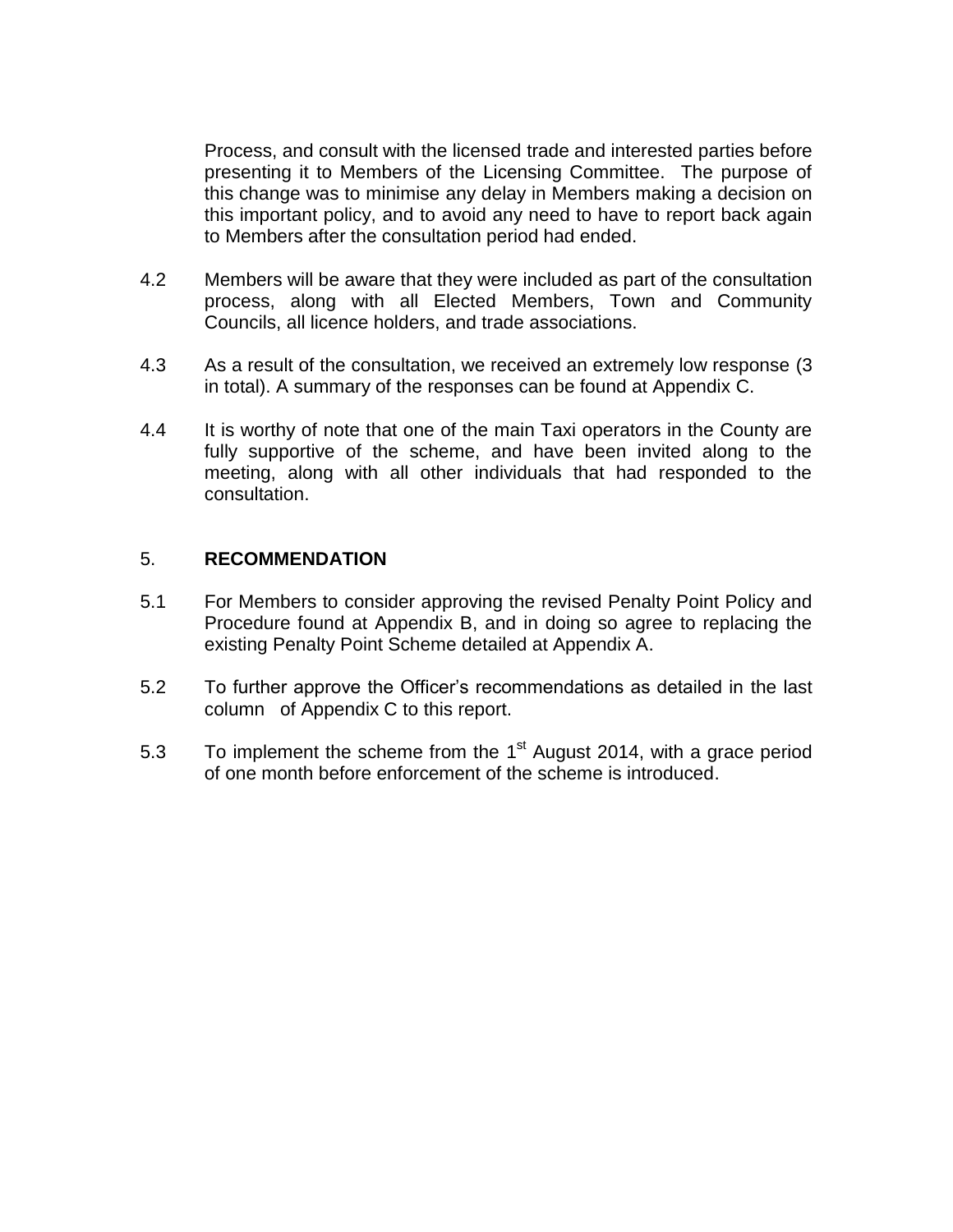Process, and consult with the licensed trade and interested parties before presenting it to Members of the Licensing Committee. The purpose of this change was to minimise any delay in Members making a decision on this important policy, and to avoid any need to have to report back again to Members after the consultation period had ended.

4.2 Members will be aware that they were included as part of the consultation process, along with all Elected Members, Town and Community Councils, all licence holders, and trade associations.

4.3 As a result of the consultation, we received an extremely low response (3 in total). A summary of the responses can be found at Appendix C.

4.4 It is worthy of note that one of the main Taxi operators in the County are fully supportive of the scheme, and have been invited along to the meeting, along with all other individuals that had responded to the consultation.

## 5. RECOMMENDATION

5.1 For Members to consider approving the revised Penalty Point Policy and Procedure found at Appendix B, and in doing so agree to replacing the existing Penalty Point Scheme detailed at Appendix A.

5.2 To further approve the Officer's recommendations as detailed in the last column of Appendix C to this report.

5.3 To implement the scheme from the 1st August 2014, with a grace period of one month before enforcement of the scheme is introduced.